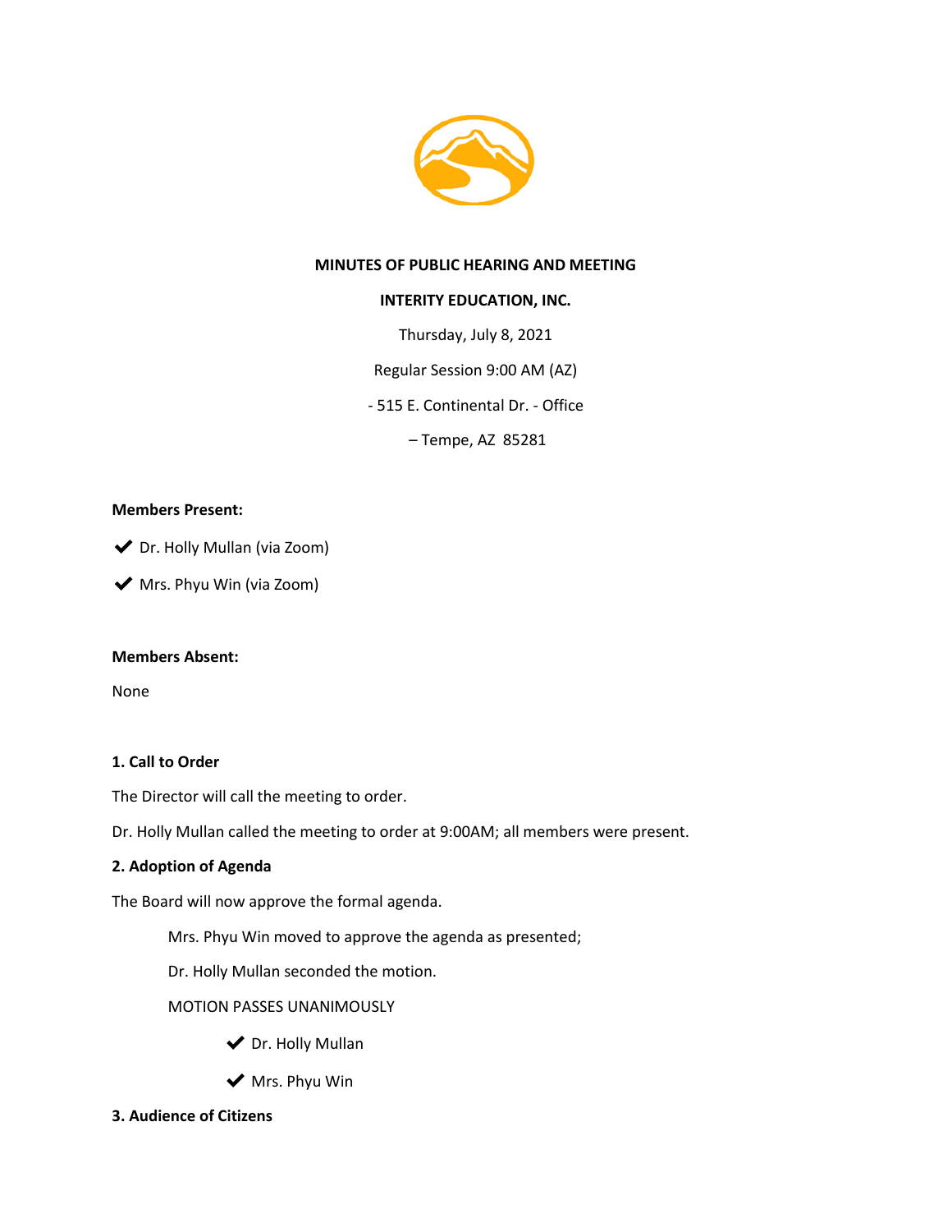**MINUTES OF PUBLIC HEARING AND MEETING**

**INTERITY EDUCATION, INC.**

Thursday, July 8, 2021

Regular Session 9:00 AM (AZ)

- 515 E. Continental Dr. - Office

– Tempe, AZ 85281

**Members Present:**

✔ Dr. Holly Mullan (via Zoom)

✔ Mrs. Phyu Win (via Zoom)

**Members Absent:**

None

**1. Call to Order**

The Director will call the meeting to order.

Dr. Holly Mullan called the meeting to order at 9:00AM; all members were present.

**2. Adoption of Agenda**

The Board will now approve the formal agenda.

Mrs. Phyu Win moved to approve the agenda as presented;

Dr. Holly Mullan seconded the motion.

MOTION PASSES UNANIMOUSLY

✔ Dr. Holly Mullan

✔ Mrs. Phyu Win

**3. Audience of Citizens**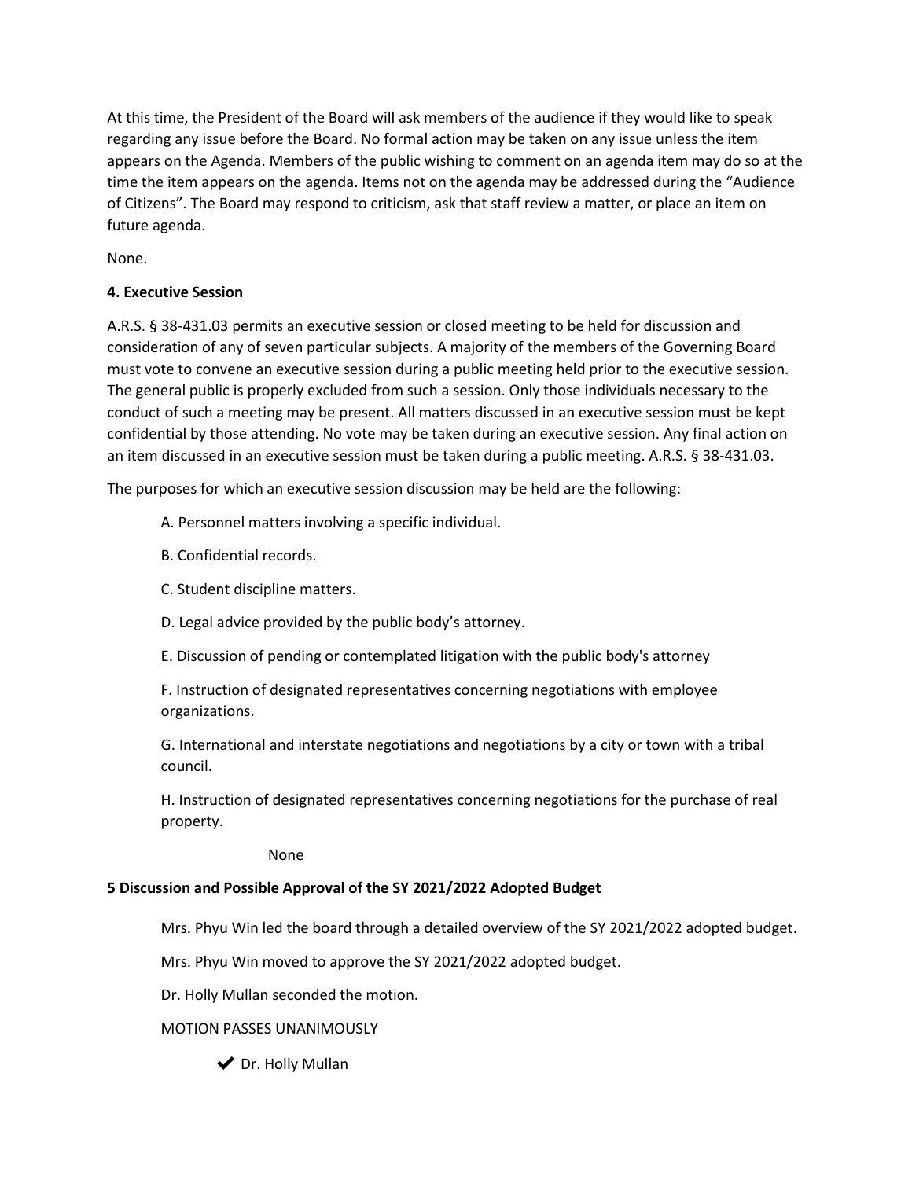At this time, the President of the Board will ask members of the audience if they would like to speak regarding any issue before the Board. No formal action may be taken on any issue unless the item appears on the Agenda. Members of the public wishing to comment on an agenda item may do so at the time the item appears on the agenda. Items not on the agenda may be addressed during the "Audience of Citizens". The Board may respond to criticism, ask that staff review a matter, or place an item on future agenda.

None.

**4. Executive Session**

A.R.S. § 38-431.03 permits an executive session or closed meeting to be held for discussion and consideration of any of seven particular subjects. A majority of the members of the Governing Board must vote to convene an executive session during a public meeting held prior to the executive session. The general public is properly excluded from such a session. Only those individuals necessary to the conduct of such a meeting may be present. All matters discussed in an executive session must be kept confidential by those attending. No vote may be taken during an executive session. Any final action on an item discussed in an executive session must be taken during a public meeting. A.R.S. § 38-431.03.

The purposes for which an executive session discussion may be held are the following:

A. Personnel matters involving a specific individual.

B. Confidential records.

C. Student discipline matters.

D. Legal advice provided by the public body's attorney.

E. Discussion of pending or contemplated litigation with the public body's attorney

F. Instruction of designated representatives concerning negotiations with employee organizations.

G. International and interstate negotiations and negotiations by a city or town with a tribal council.

H. Instruction of designated representatives concerning negotiations for the purchase of real property.

None

**5 Discussion and Possible Approval of the SY 2021/2022 Adopted Budget**

Mrs. Phyu Win led the board through a detailed overview of the SY 2021/2022 adopted budget.

Mrs. Phyu Win moved to approve the SY 2021/2022 adopted budget.

Dr. Holly Mullan seconded the motion.

MOTION PASSES UNANIMOUSLY

✔ Dr. Holly Mullan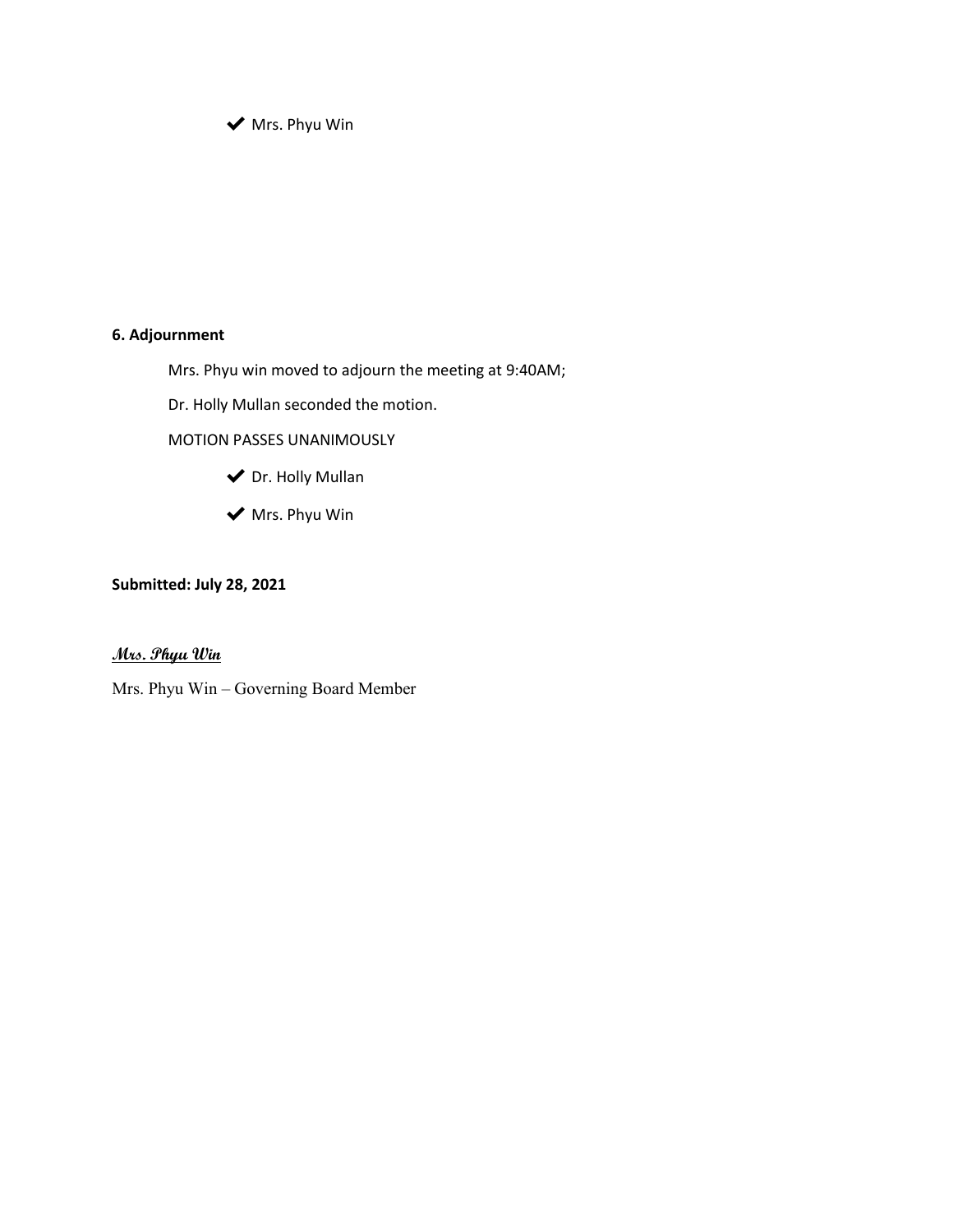- ✔ Mrs. Phyu Win

**6. Adjournment**

Mrs. Phyu win moved to adjourn the meeting at 9:40AM;

Dr. Holly Mullan seconded the motion.

MOTION PASSES UNANIMOUSLY

- ✔ Dr. Holly Mullan
- ✔ Mrs. Phyu Win

**Submitted: July 28, 2021**

***Mrs. Phyu Win***

Mrs. Phyu Win – Governing Board Member